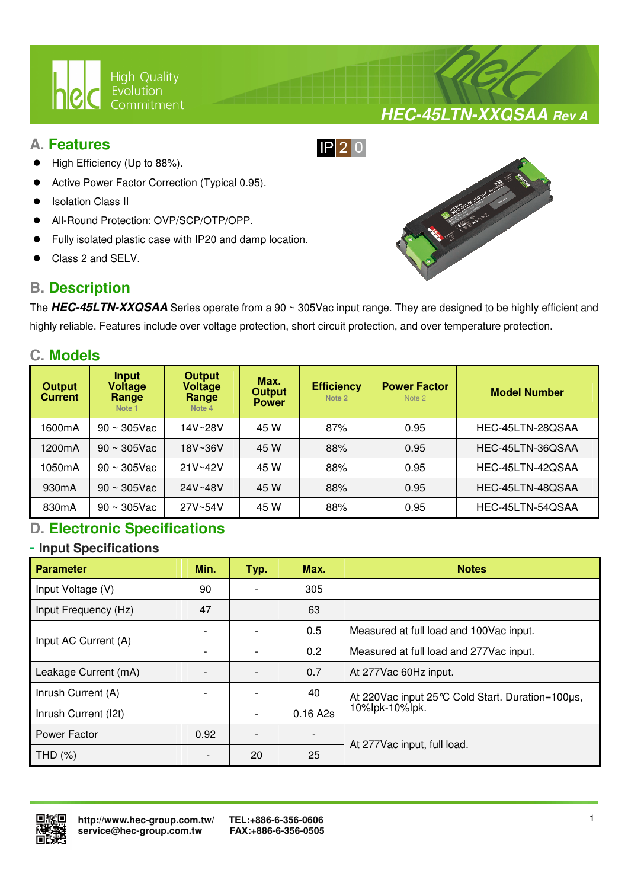# HEC-45LTN-XXQSAA Rev A

## A. Features

IP20

- High Efficiency (Up to 88%).
- Active Power Factor Correction (Typical 0.95).
- Isolation Class II
- All-Round Protection: OVP/SCP/OTP/OPP.
- Fully isolated plastic case with IP20 and damp location.
- Class 2 and SELV.

## B. Description

The ***HEC-45LTN-XXQSAA*** Series operate from a 90 ~ 305Vac input range. They are designed to be highly efficient and highly reliable. Features include over voltage protection, short circuit protection, and over temperature protection.

## C. Models

| Output Current | Input Voltage Range Note 1 | Output Voltage Range Note 4 | Max. Output Power | Efficiency Note 2 | Power Factor Note 2 | Model Number |
|---|---|---|---|---|---|---|
| 1600mA | 90 ~ 305Vac | 14V~28V | 45 W | 87% | 0.95 | HEC-45LTN-28QSAA |
| 1200mA | 90 ~ 305Vac | 18V~36V | 45 W | 88% | 0.95 | HEC-45LTN-36QSAA |
| 1050mA | 90 ~ 305Vac | 21V~42V | 45 W | 88% | 0.95 | HEC-45LTN-42QSAA |
| 930mA | 90 ~ 305Vac | 24V~48V | 45 W | 88% | 0.95 | HEC-45LTN-48QSAA |
| 830mA | 90 ~ 305Vac | 27V~54V | 45 W | 88% | 0.95 | HEC-45LTN-54QSAA |

## D. Electronic Specifications

### - Input Specifications

| Parameter | Min. | Typ. | Max. | Notes |
|---|---|---|---|---|
| Input Voltage (V) | 90 | - | 305 | |
| Input Frequency (Hz) | 47 | | 63 | |
| Input AC Current (A) | - | - | 0.5 | Measured at full load and 100Vac input. |
| | - | - | 0.2 | Measured at full load and 277Vac input. |
| Leakage Current (mA) | - | - | 0.7 | At 277Vac 60Hz input. |
| Inrush Current (A) | - | - | 40 | At 220Vac input 25℃ Cold Start. Duration=100μs, 10%Ipk-10%Ipk. |
| Inrush Current (I2t) | | - | 0.16 A2s | |
| Power Factor | 0.92 | - | - | At 277Vac input, full load. |
| THD (%) | - | 20 | 25 | |

http://www.hec-group.com.tw/ TEL:+886-6-356-0606
service@hec-group.com.tw FAX:+886-6-356-0505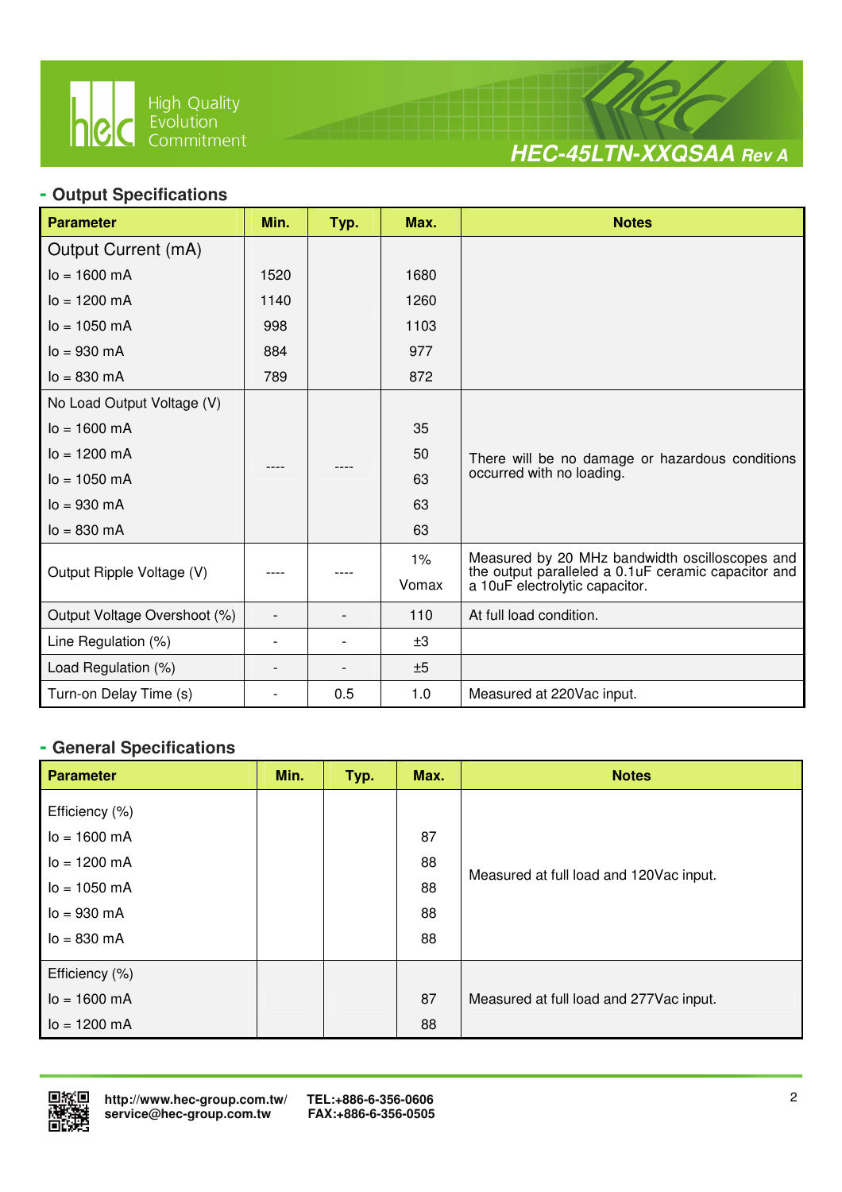## - Output Specifications

| Parameter | Min. | Typ. | Max. | Notes |
|---|---|---|---|---|
| Output Current (mA) | | | | |
| Io = 1600 mA | 1520 | | 1680 | |
| Io = 1200 mA | 1140 | | 1260 | |
| Io = 1050 mA | 998 | | 1103 | |
| Io = 930 mA | 884 | | 977 | |
| Io = 830 mA | 789 | | 872 | |
| No Load Output Voltage (V) | ---- | ---- | | There will be no damage or hazardous conditions occurred with no loading. |
| Io = 1600 mA | | | 35 | |
| Io = 1200 mA | | | 50 | |
| Io = 1050 mA | | | 63 | |
| Io = 930 mA | | | 63 | |
| Io = 830 mA | | | 63 | |
| Output Ripple Voltage (V) | ---- | ---- | 1% Vomax | Measured by 20 MHz bandwidth oscilloscopes and the output paralleled a 0.1uF ceramic capacitor and a 10uF electrolytic capacitor. |
| Output Voltage Overshoot (%) | - | - | 110 | At full load condition. |
| Line Regulation (%) | - | - | ±3 | |
| Load Regulation (%) | - | - | ±5 | |
| Turn-on Delay Time (s) | - | 0.5 | 1.0 | Measured at 220Vac input. |

## - General Specifications

| Parameter | Min. | Typ. | Max. | Notes |
|---|---|---|---|---|
| Efficiency (%) | | | | Measured at full load and 120Vac input. |
| Io = 1600 mA | | | 87 | |
| Io = 1200 mA | | | 88 | |
| Io = 1050 mA | | | 88 | |
| Io = 930 mA | | | 88 | |
| Io = 830 mA | | | 88 | |
| Efficiency (%) | | | | Measured at full load and 277Vac input. |
| Io = 1600 mA | | | 87 | |
| Io = 1200 mA | | | 88 | |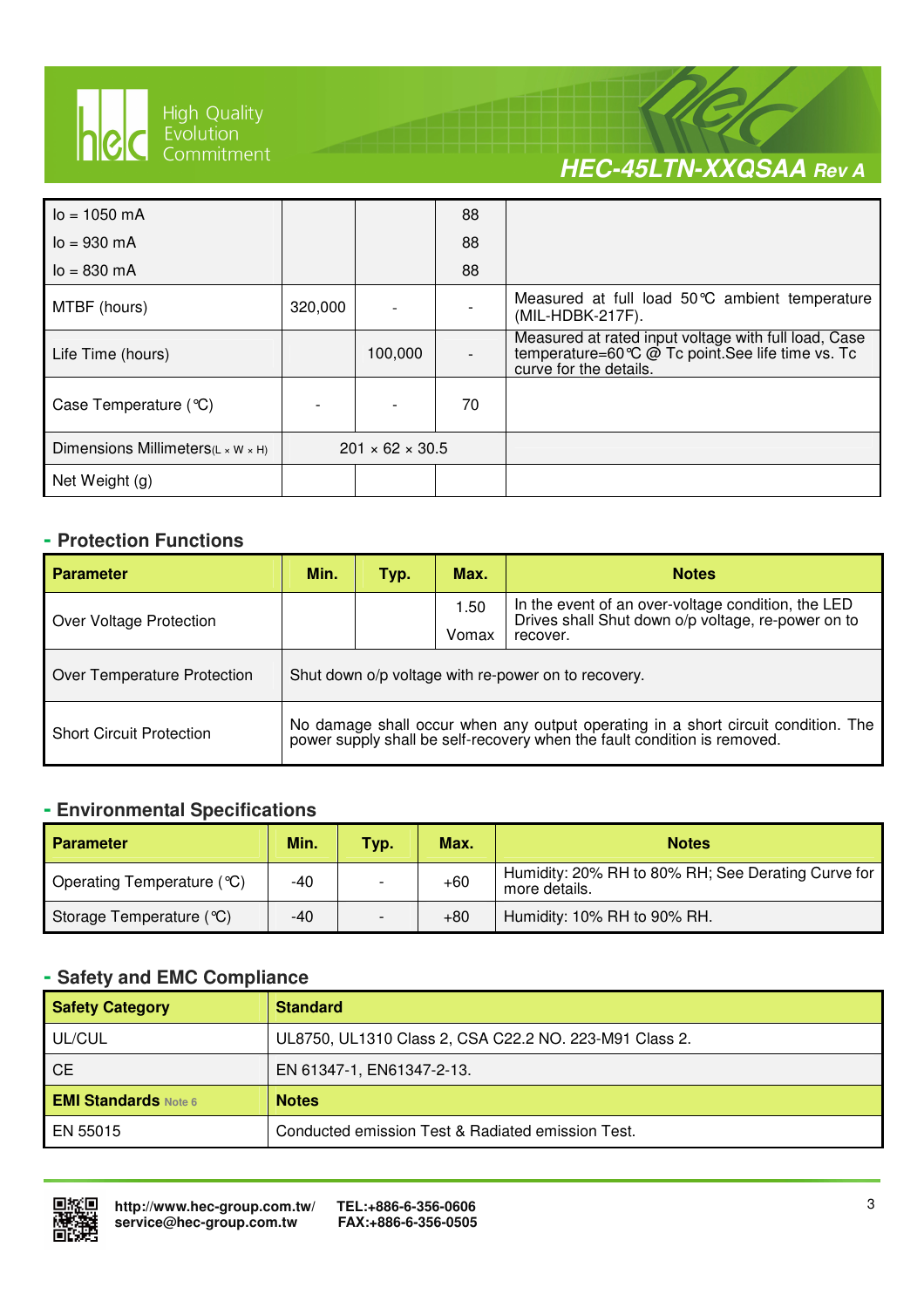| | | | | |
|---|---|---|---|---|
| Io = 1050 mA<br>Io = 930 mA<br>Io = 830 mA | | | 88<br>88<br>88 | |
| MTBF (hours) | 320,000 | - | - | Measured at full load 50℃ ambient temperature (MIL-HDBK-217F). |
| Life Time (hours) | | 100,000 | - | Measured at rated input voltage with full load, Case temperature=60℃ @ Tc point.See life time vs. Tc curve for the details. |
| Case Temperature (℃) | - | - | 70 | |
| Dimensions Millimeters(L × W × H) | 201 × 62 × 30.5 | | | |
| Net Weight (g) | | | | |

## - Protection Functions

| Parameter | Min. | Typ. | Max. | Notes |
|---|---|---|---|---|
| Over Voltage Protection | | | 1.50 Vomax | In the event of an over-voltage condition, the LED Drives shall Shut down o/p voltage, re-power on to recover. |
| Over Temperature Protection | Shut down o/p voltage with re-power on to recovery. | | | |
| Short Circuit Protection | No damage shall occur when any output operating in a short circuit condition. The power supply shall be self-recovery when the fault condition is removed. | | | |

## - Environmental Specifications

| Parameter | Min. | Typ. | Max. | Notes |
|---|---|---|---|---|
| Operating Temperature (℃) | -40 | - | +60 | Humidity: 20% RH to 80% RH; See Derating Curve for more details. |
| Storage Temperature (℃) | -40 | - | +80 | Humidity: 10% RH to 90% RH. |

## - Safety and EMC Compliance

| Safety Category | Standard |
|---|---|
| UL/CUL | UL8750, UL1310 Class 2, CSA C22.2 NO. 223-M91 Class 2. |
| CE | EN 61347-1, EN61347-2-13. |
| **EMI Standards** Note 6 | **Notes** |
| EN 55015 | Conducted emission Test & Radiated emission Test. |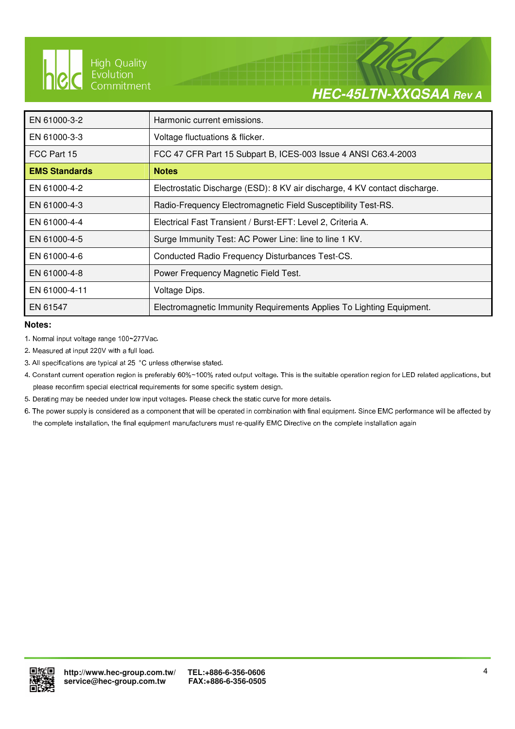| EN 61000-3-2 | Harmonic current emissions. |
|---|---|
| EN 61000-3-3 | Voltage fluctuations & flicker. |
| FCC Part 15 | FCC 47 CFR Part 15 Subpart B, ICES-003 Issue 4 ANSI C63.4-2003 |
| **EMS Standards** | **Notes** |
| EN 61000-4-2 | Electrostatic Discharge (ESD): 8 KV air discharge, 4 KV contact discharge. |
| EN 61000-4-3 | Radio-Frequency Electromagnetic Field Susceptibility Test-RS. |
| EN 61000-4-4 | Electrical Fast Transient / Burst-EFT: Level 2, Criteria A. |
| EN 61000-4-5 | Surge Immunity Test: AC Power Line: line to line 1 KV. |
| EN 61000-4-6 | Conducted Radio Frequency Disturbances Test-CS. |
| EN 61000-4-8 | Power Frequency Magnetic Field Test. |
| EN 61000-4-11 | Voltage Dips. |
| EN 61547 | Electromagnetic Immunity Requirements Applies To Lighting Equipment. |

**Notes:**

1. Normal input voltage range 100~277Vac.
2. Measured at input 220V with a full load.
3. All specifications are typical at 25 °C unless otherwise stated.
4. Constant current operation region is preferably 60%~100% rated output voltage. This is the suitable operation region for LED related applications, but please reconfirm special electrical requirements for some specific system design.
5. Derating may be needed under low input voltages. Please check the static curve for more details.
6. The power supply is considered as a component that will be operated in combination with final equipment. Since EMC performance will be affected by the complete installation, the final equipment manufacturers must re-qualify EMC Directive on the complete installation again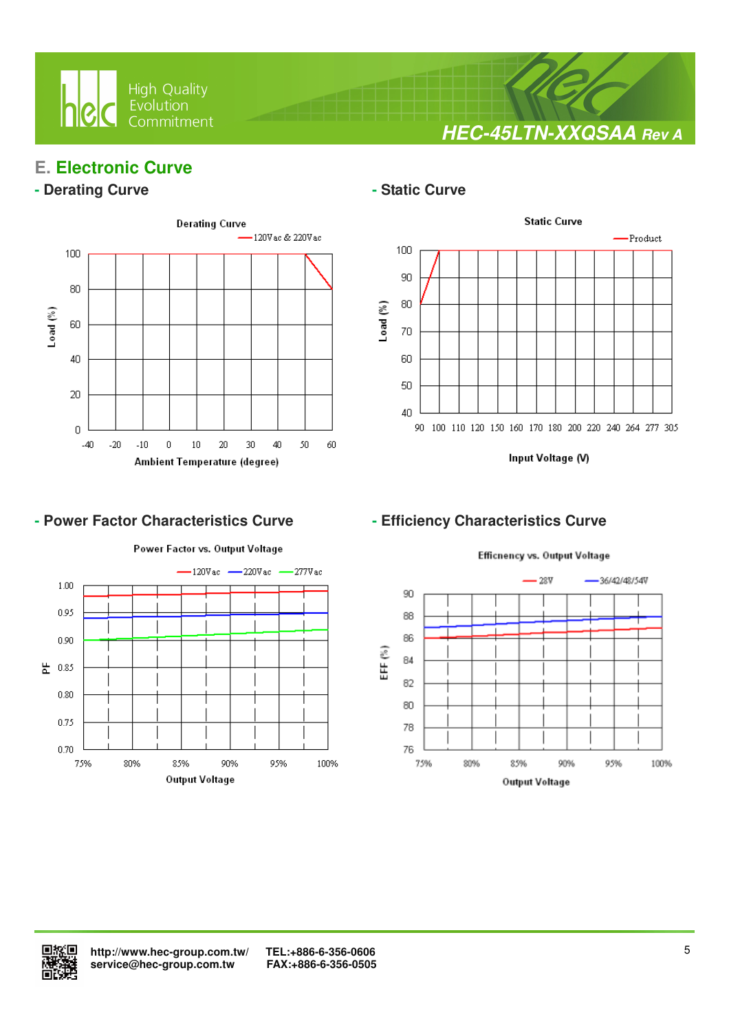## E. Electronic Curve

### - Derating Curve

Derating Curve

120Vac & 220Vac

Load (%)

100, 80, 60, 40, 20, 0

-40, -20, -10, 0, 10, 20, 30, 40, 50, 60

Ambient Temperature (degree)

### - Static Curve

Static Curve

Product

Load (%)

100, 90, 80, 70, 60, 50, 40

90, 100, 110, 120, 150, 160, 170, 180, 200, 220, 240, 264, 277, 305

Input Voltage (V)

### - Power Factor Characteristics Curve

Power Factor vs. Output Voltage

120Vac, 220Vac, 277Vac

PF

1.00, 0.95, 0.90, 0.85, 0.80, 0.75, 0.70

75%, 80%, 85%, 90%, 95%, 100%

Output Voltage

### - Efficiency Characteristics Curve

Efficnency vs. Output Voltage

28V, 36/42/48/54V

EFF (%)

90, 88, 86, 84, 82, 80, 78, 76

75%, 80%, 85%, 90%, 95%, 100%

Output Voltage

http://www.hec-group.com.tw/
service@hec-group.com.tw

TEL:+886-6-356-0606
FAX:+886-6-356-0505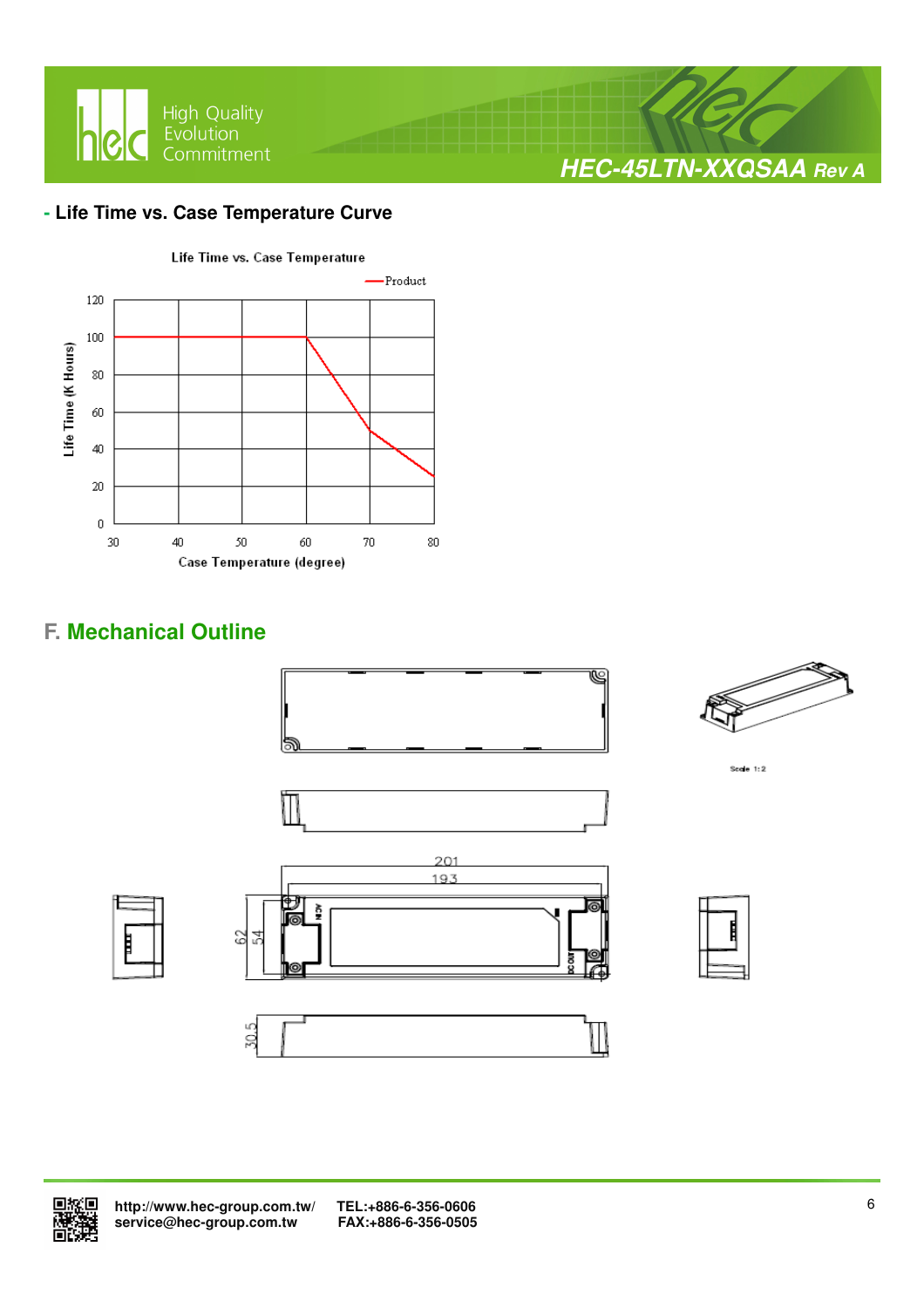## - Life Time vs. Case Temperature Curve

Life Time vs. Case Temperature

Product

Life Time (K Hours)

120
100
80
60
40
20
0

30 40 50 60 70 80

Case Temperature (degree)

## F. Mechanical Outline

Scale 1:2

201

193

62

54

30.5

ACIN

DC OUT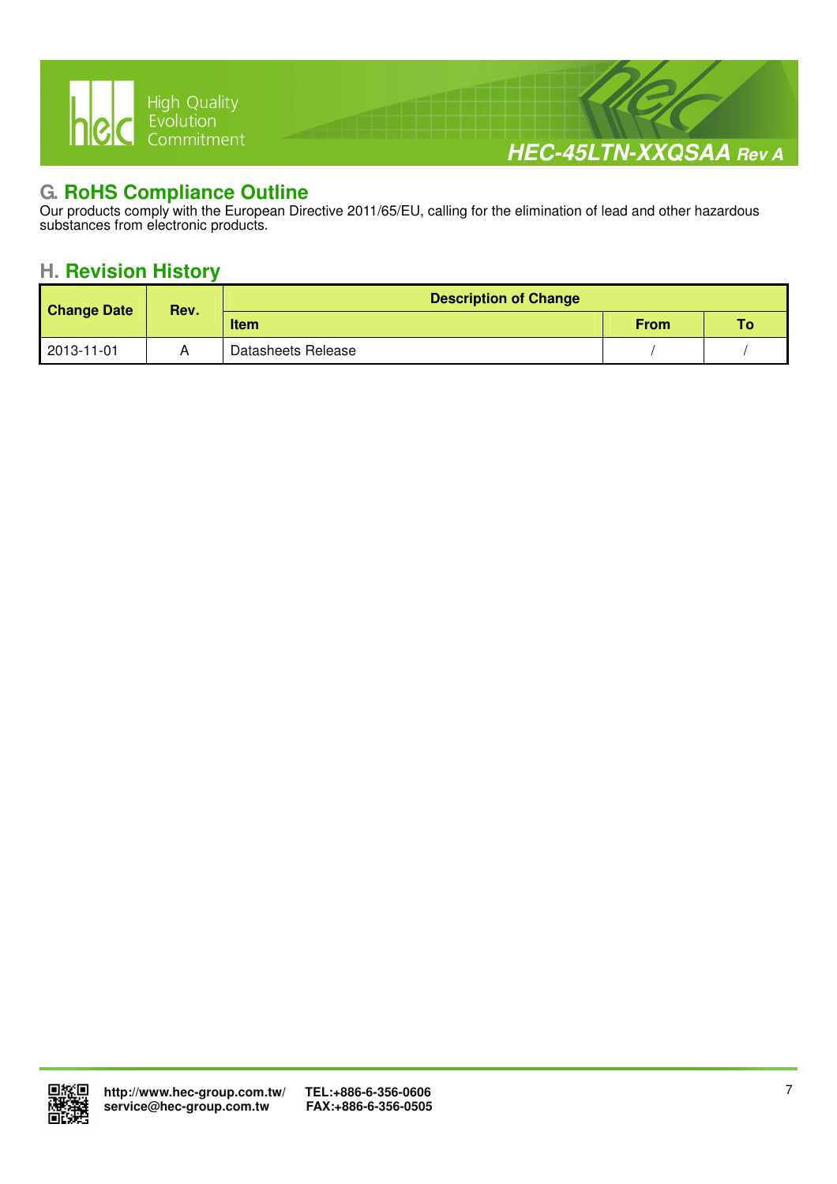## G. RoHS Compliance Outline

Our products comply with the European Directive 2011/65/EU, calling for the elimination of lead and other hazardous substances from electronic products.

## H. Revision History

| Change Date | Rev. | Description of Change | | |
|---|---|---|---|---|
| | | **Item** | **From** | **To** |
| 2013-11-01 | A | Datasheets Release | / | / |